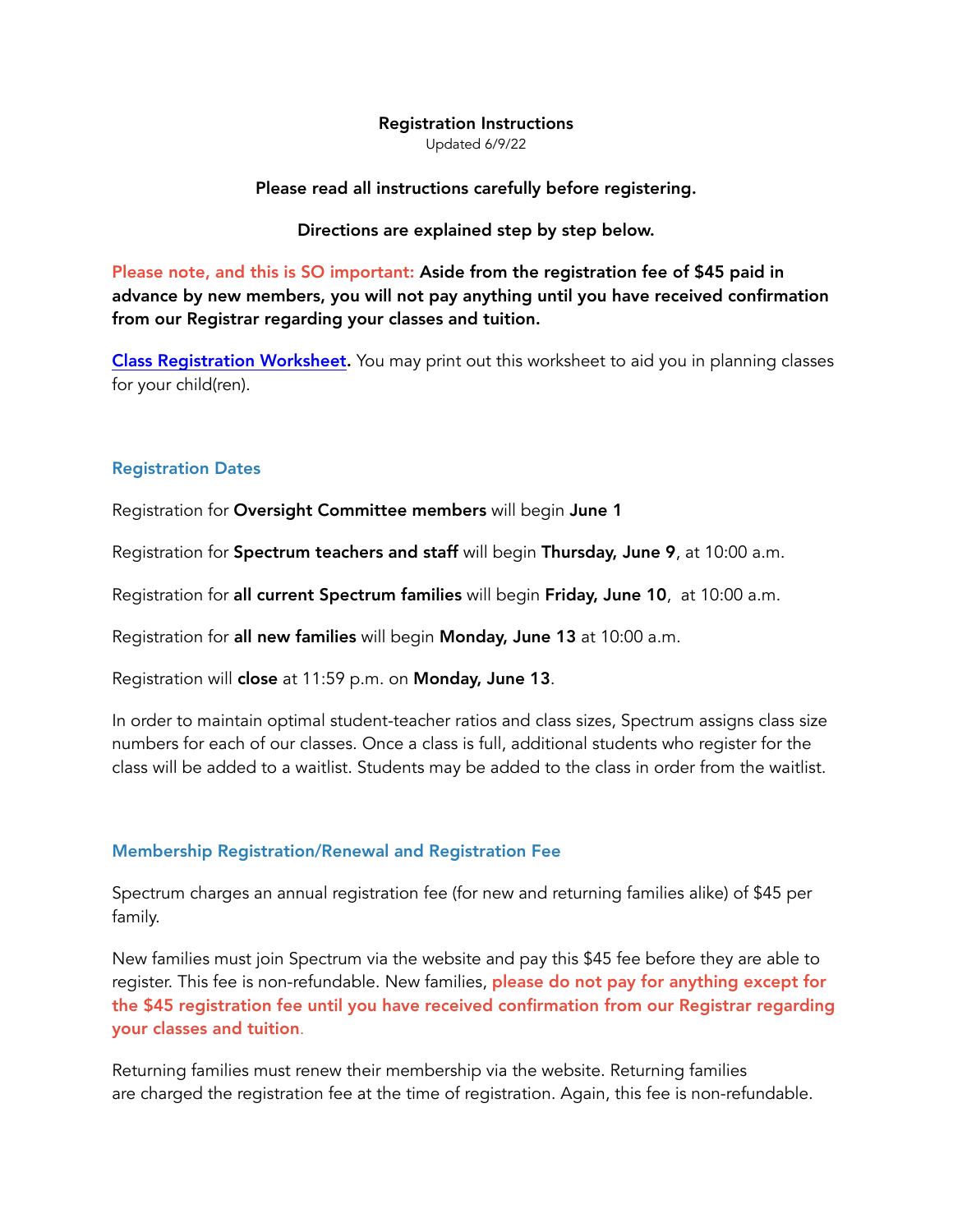# Registration Instructions

Updated 6/9/22

**Please read all instructions carefully before registering.**

**Directions are explained step by step below.**

**Please note, and this is SO important: Aside from the registration fee of $45 paid in advance by new members, you will not pay anything until you have received confirmation from our Registrar regarding your classes and tuition.**

**Class Registration Worksheet.** You may print out this worksheet to aid you in planning classes for your child(ren).

## Registration Dates

Registration for **Oversight Committee members** will begin **June 1**

Registration for **Spectrum teachers and staff** will begin **Thursday, June 9**, at 10:00 a.m.

Registration for **all current Spectrum families** will begin **Friday, June 10**, at 10:00 a.m.

Registration for **all new families** will begin **Monday, June 13** at 10:00 a.m.

Registration will **close** at 11:59 p.m. on **Monday, June 13**.

In order to maintain optimal student-teacher ratios and class sizes, Spectrum assigns class size numbers for each of our classes. Once a class is full, additional students who register for the class will be added to a waitlist. Students may be added to the class in order from the waitlist.

## Membership Registration/Renewal and Registration Fee

Spectrum charges an annual registration fee (for new and returning families alike) of $45 per family.

New families must join Spectrum via the website and pay this $45 fee before they are able to register. This fee is non-refundable. New families, **please do not pay for anything except for the $45 registration fee until you have received confirmation from our Registrar regarding your classes and tuition**.

Returning families must renew their membership via the website. Returning families are charged the registration fee at the time of registration. Again, this fee is non-refundable.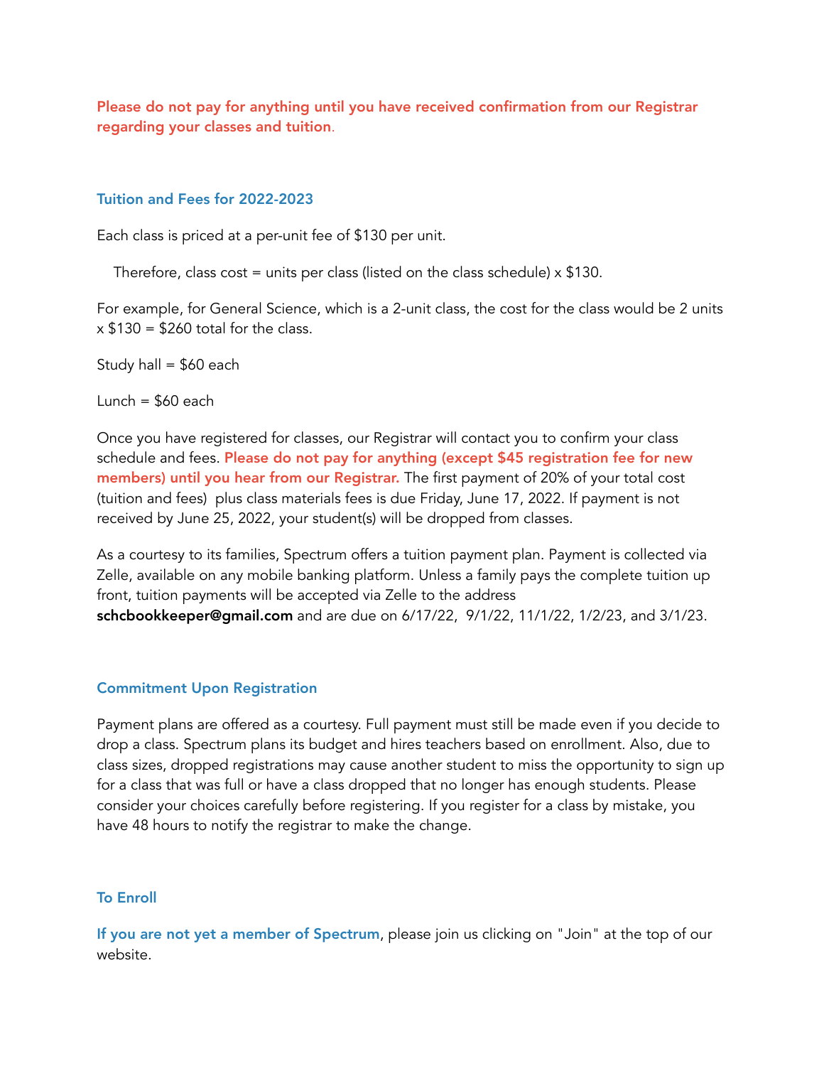**Please do not pay for anything until you have received confirmation from our Registrar regarding your classes and tuition**.

## Tuition and Fees for 2022-2023

Each class is priced at a per-unit fee of $130 per unit.

Therefore, class cost = units per class (listed on the class schedule) x $130.

For example, for General Science, which is a 2-unit class, the cost for the class would be 2 units x $130 = $260 total for the class.

Study hall = $60 each

Lunch = $60 each

Once you have registered for classes, our Registrar will contact you to confirm your class schedule and fees. **Please do not pay for anything (except $45 registration fee for new members) until you hear from our Registrar.** The first payment of 20% of your total cost (tuition and fees) plus class materials fees is due Friday, June 17, 2022. If payment is not received by June 25, 2022, your student(s) will be dropped from classes.

As a courtesy to its families, Spectrum offers a tuition payment plan. Payment is collected via Zelle, available on any mobile banking platform. Unless a family pays the complete tuition up front, tuition payments will be accepted via Zelle to the address **schcbookkeeper@gmail.com** and are due on 6/17/22, 9/1/22, 11/1/22, 1/2/23, and 3/1/23.

## Commitment Upon Registration

Payment plans are offered as a courtesy. Full payment must still be made even if you decide to drop a class. Spectrum plans its budget and hires teachers based on enrollment. Also, due to class sizes, dropped registrations may cause another student to miss the opportunity to sign up for a class that was full or have a class dropped that no longer has enough students. Please consider your choices carefully before registering. If you register for a class by mistake, you have 48 hours to notify the registrar to make the change.

## To Enroll

**If you are not yet a member of Spectrum**, please join us clicking on "Join" at the top of our website.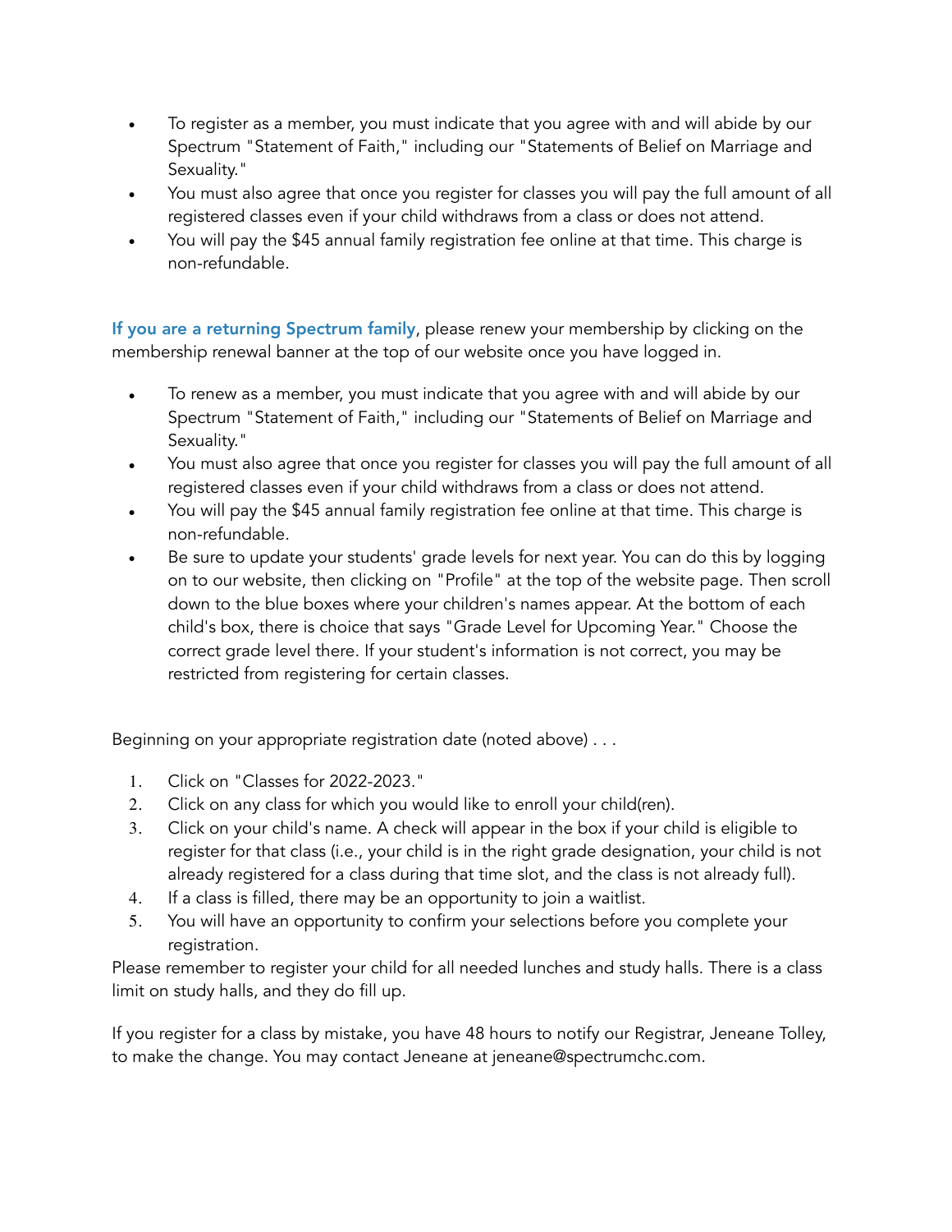- To register as a member, you must indicate that you agree with and will abide by our Spectrum "Statement of Faith," including our "Statements of Belief on Marriage and Sexuality."
- You must also agree that once you register for classes you will pay the full amount of all registered classes even if your child withdraws from a class or does not attend.
- You will pay the $45 annual family registration fee online at that time. This charge is non-refundable.

**If you are a returning Spectrum family**, please renew your membership by clicking on the membership renewal banner at the top of our website once you have logged in.

- To renew as a member, you must indicate that you agree with and will abide by our Spectrum "Statement of Faith," including our "Statements of Belief on Marriage and Sexuality."
- You must also agree that once you register for classes you will pay the full amount of all registered classes even if your child withdraws from a class or does not attend.
- You will pay the $45 annual family registration fee online at that time. This charge is non-refundable.
- Be sure to update your students' grade levels for next year. You can do this by logging on to our website, then clicking on "Profile" at the top of the website page. Then scroll down to the blue boxes where your children's names appear. At the bottom of each child's box, there is choice that says "Grade Level for Upcoming Year." Choose the correct grade level there. If your student's information is not correct, you may be restricted from registering for certain classes.

Beginning on your appropriate registration date (noted above) . . .

1. Click on "Classes for 2022-2023."
2. Click on any class for which you would like to enroll your child(ren).
3. Click on your child's name. A check will appear in the box if your child is eligible to register for that class (i.e., your child is in the right grade designation, your child is not already registered for a class during that time slot, and the class is not already full).
4. If a class is filled, there may be an opportunity to join a waitlist.
5. You will have an opportunity to confirm your selections before you complete your registration.

Please remember to register your child for all needed lunches and study halls. There is a class limit on study halls, and they do fill up.

If you register for a class by mistake, you have 48 hours to notify our Registrar, Jeneane Tolley, to make the change. You may contact Jeneane at jeneane@spectrumchc.com.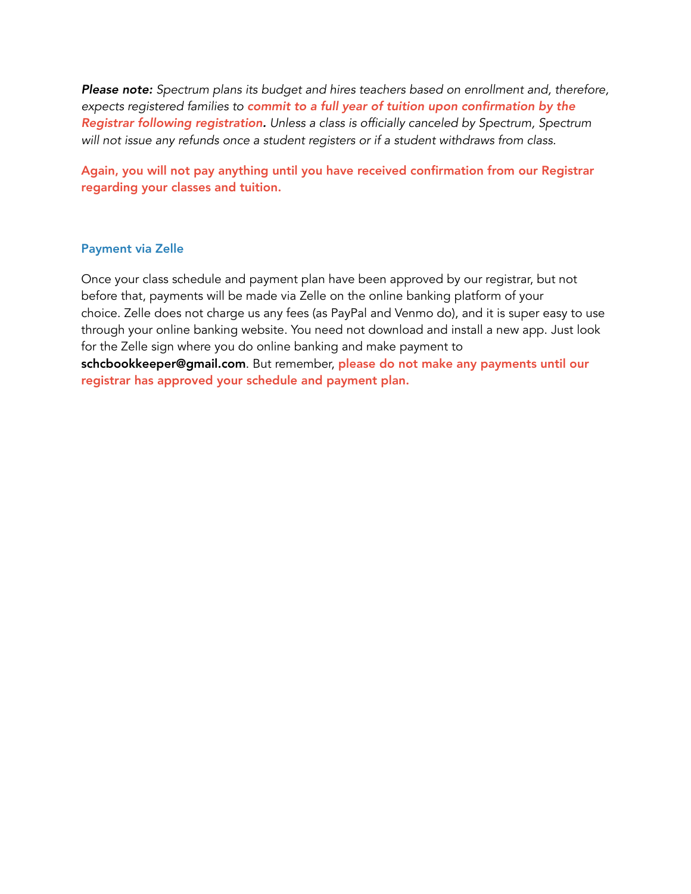***Please note:*** *Spectrum plans its budget and hires teachers based on enrollment and, therefore, expects registered families to* ***commit to a full year of tuition upon confirmation by the Registrar following registration****. Unless a class is officially canceled by Spectrum, Spectrum will not issue any refunds once a student registers or if a student withdraws from class.*

**Again, you will not pay anything until you have received confirmation from our Registrar regarding your classes and tuition.**

### Payment via Zelle

Once your class schedule and payment plan have been approved by our registrar, but not before that, payments will be made via Zelle on the online banking platform of your choice. Zelle does not charge us any fees (as PayPal and Venmo do), and it is super easy to use through your online banking website. You need not download and install a new app. Just look for the Zelle sign where you do online banking and make payment to **schcbookkeeper@gmail.com**. But remember, **please do not make any payments until our registrar has approved your schedule and payment plan.**